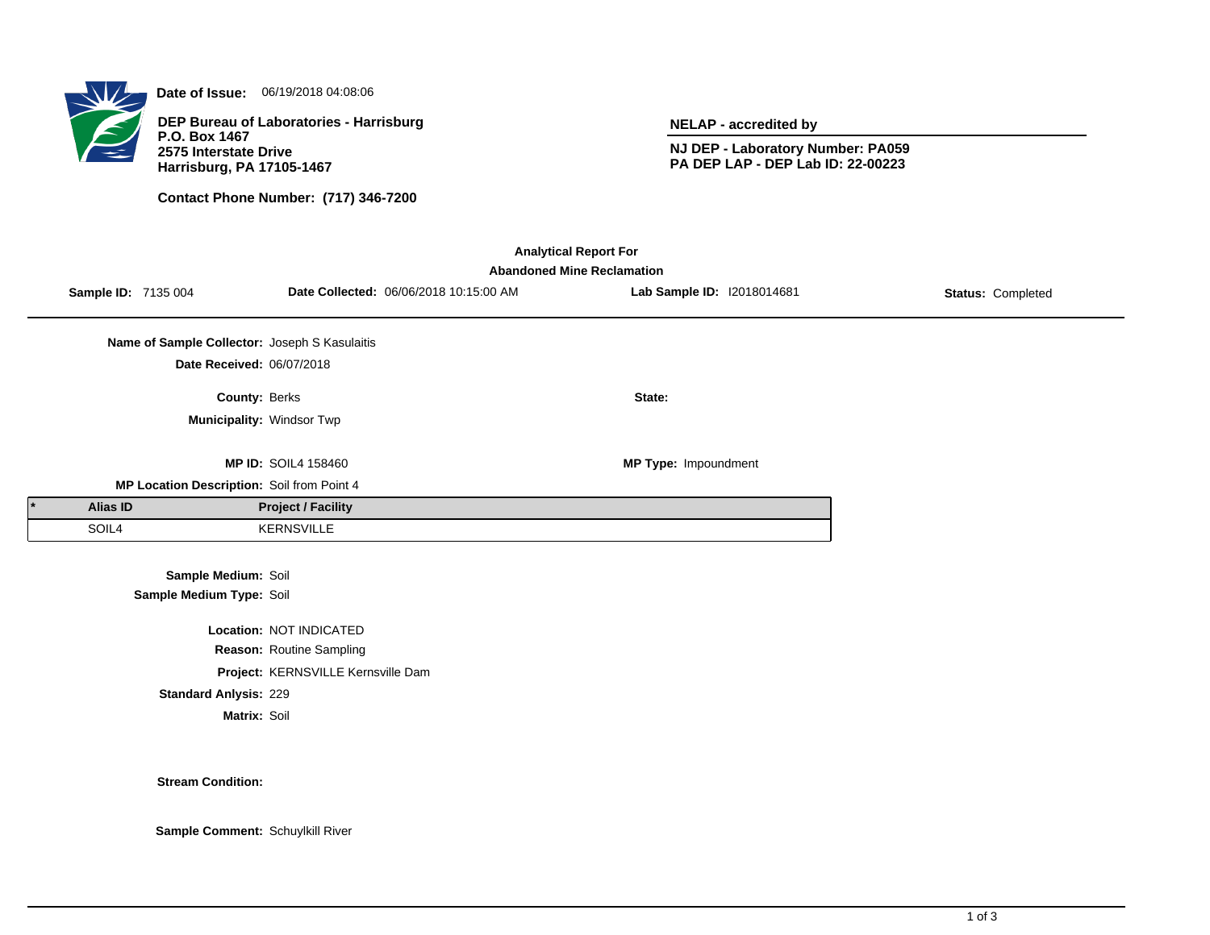**Date of Issue:** 06/19/2018 04:08:06

**DEP Bureau of Laboratories - Harrisburg**
**P.O. Box 1467**
**2575 Interstate Drive**
**Harrisburg, PA 17105-1467**

**Contact Phone Number: (717) 346-7200**

**NELAP - accredited by**

**NJ DEP - Laboratory Number: PA059**
**PA DEP LAP - DEP Lab ID: 22-00223**

**Analytical Report For**
**Abandoned Mine Reclamation**

**Sample ID:** 7135 004 | **Date Collected:** 06/06/2018 10:15:00 AM | **Lab Sample ID:** I2018014681 | **Status:** Completed

**Name of Sample Collector:** Joseph S Kasulaitis

**Date Received:** 06/07/2018

**County:** Berks

**State:**

**Municipality:** Windsor Twp

**MP ID:** SOIL4 158460

**MP Type:** Impoundment

**MP Location Description:** Soil from Point 4

| * | Alias ID | Project / Facility |
|---|---|---|
| | SOIL4 | KERNSVILLE |

**Sample Medium:** Soil

**Sample Medium Type:** Soil

**Location:** NOT INDICATED

**Reason:** Routine Sampling

**Project:** KERNSVILLE Kernsville Dam

**Standard Anlysis:** 229

**Matrix:** Soil

**Stream Condition:**

**Sample Comment:** Schuylkill River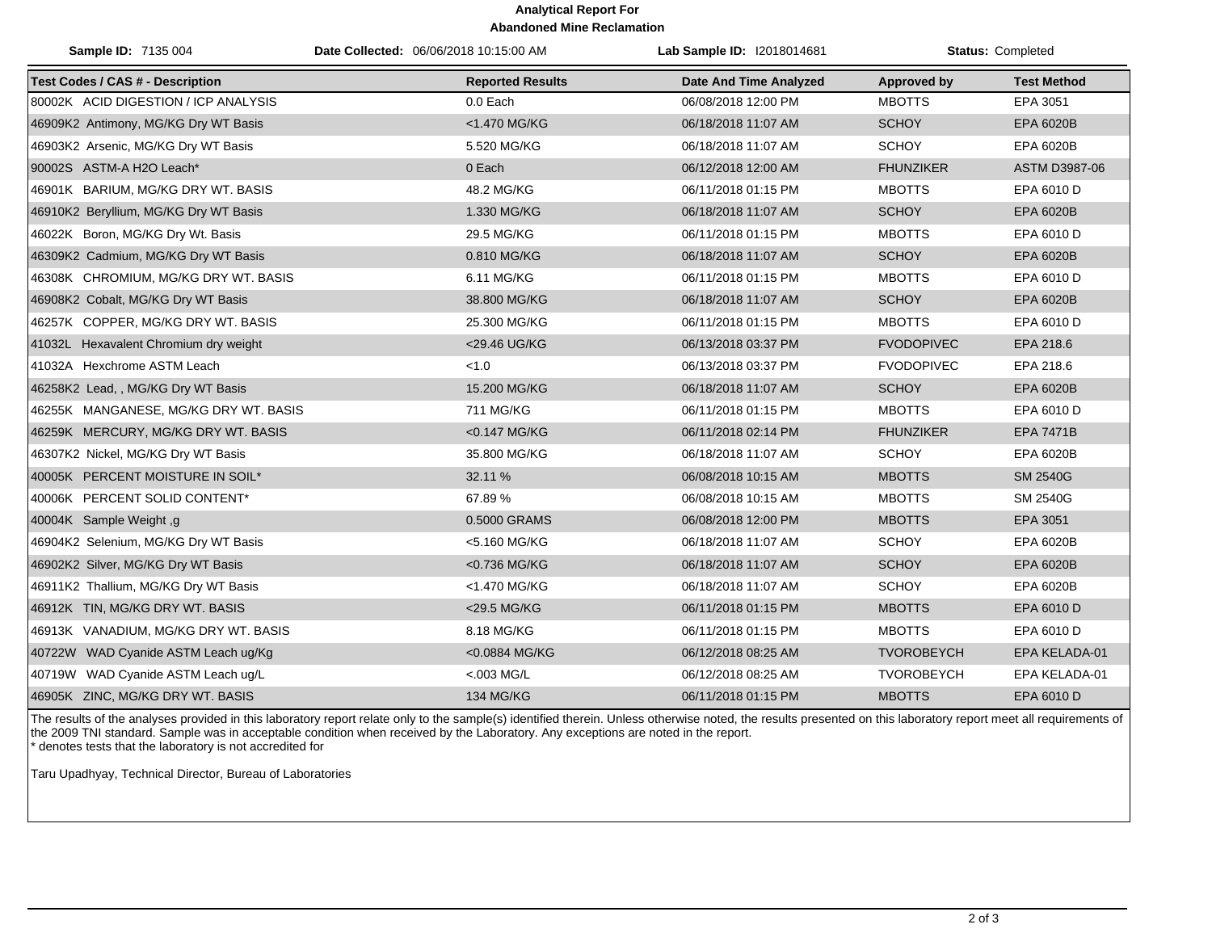**Analytical Report For**
**Abandoned Mine Reclamation**

**Sample ID:** 7135 004 | **Date Collected:** 06/06/2018 10:15:00 AM | **Lab Sample ID:** I2018014681 | **Status:** Completed

| Test Codes / CAS # - Description | Reported Results | Date And Time Analyzed | Approved by | Test Method |
|---|---|---|---|---|
| 80002K ACID DIGESTION / ICP ANALYSIS | 0.0 Each | 06/08/2018 12:00 PM | MBOTTS | EPA 3051 |
| 46909K2 Antimony, MG/KG Dry WT Basis | <1.470 MG/KG | 06/18/2018 11:07 AM | SCHOY | EPA 6020B |
| 46903K2 Arsenic, MG/KG Dry WT Basis | 5.520 MG/KG | 06/18/2018 11:07 AM | SCHOY | EPA 6020B |
| 90002S ASTM-A H2O Leach* | 0 Each | 06/12/2018 12:00 AM | FHUNZIKER | ASTM D3987-06 |
| 46901K BARIUM, MG/KG DRY WT. BASIS | 48.2 MG/KG | 06/11/2018 01:15 PM | MBOTTS | EPA 6010 D |
| 46910K2 Beryllium, MG/KG Dry WT Basis | 1.330 MG/KG | 06/18/2018 11:07 AM | SCHOY | EPA 6020B |
| 46022K Boron, MG/KG Dry Wt. Basis | 29.5 MG/KG | 06/11/2018 01:15 PM | MBOTTS | EPA 6010 D |
| 46309K2 Cadmium, MG/KG Dry WT Basis | 0.810 MG/KG | 06/18/2018 11:07 AM | SCHOY | EPA 6020B |
| 46308K CHROMIUM, MG/KG DRY WT. BASIS | 6.11 MG/KG | 06/11/2018 01:15 PM | MBOTTS | EPA 6010 D |
| 46908K2 Cobalt, MG/KG Dry WT Basis | 38.800 MG/KG | 06/18/2018 11:07 AM | SCHOY | EPA 6020B |
| 46257K COPPER, MG/KG DRY WT. BASIS | 25.300 MG/KG | 06/11/2018 01:15 PM | MBOTTS | EPA 6010 D |
| 41032L Hexavalent Chromium dry weight | <29.46 UG/KG | 06/13/2018 03:37 PM | FVODOPIVEC | EPA 218.6 |
| 41032A Hexchrome ASTM Leach | <1.0 | 06/13/2018 03:37 PM | FVODOPIVEC | EPA 218.6 |
| 46258K2 Lead, , MG/KG Dry WT Basis | 15.200 MG/KG | 06/18/2018 11:07 AM | SCHOY | EPA 6020B |
| 46255K MANGANESE, MG/KG DRY WT. BASIS | 711 MG/KG | 06/11/2018 01:15 PM | MBOTTS | EPA 6010 D |
| 46259K MERCURY, MG/KG DRY WT. BASIS | <0.147 MG/KG | 06/11/2018 02:14 PM | FHUNZIKER | EPA 7471B |
| 46307K2 Nickel, MG/KG Dry WT Basis | 35.800 MG/KG | 06/18/2018 11:07 AM | SCHOY | EPA 6020B |
| 40005K PERCENT MOISTURE IN SOIL* | 32.11 % | 06/08/2018 10:15 AM | MBOTTS | SM 2540G |
| 40006K PERCENT SOLID CONTENT* | 67.89 % | 06/08/2018 10:15 AM | MBOTTS | SM 2540G |
| 40004K Sample Weight ,g | 0.5000 GRAMS | 06/08/2018 12:00 PM | MBOTTS | EPA 3051 |
| 46904K2 Selenium, MG/KG Dry WT Basis | <5.160 MG/KG | 06/18/2018 11:07 AM | SCHOY | EPA 6020B |
| 46902K2 Silver, MG/KG Dry WT Basis | <0.736 MG/KG | 06/18/2018 11:07 AM | SCHOY | EPA 6020B |
| 46911K2 Thallium, MG/KG Dry WT Basis | <1.470 MG/KG | 06/18/2018 11:07 AM | SCHOY | EPA 6020B |
| 46912K TIN, MG/KG DRY WT. BASIS | <29.5 MG/KG | 06/11/2018 01:15 PM | MBOTTS | EPA 6010 D |
| 46913K VANADIUM, MG/KG DRY WT. BASIS | 8.18 MG/KG | 06/11/2018 01:15 PM | MBOTTS | EPA 6010 D |
| 40722W WAD Cyanide ASTM Leach ug/Kg | <0.0884 MG/KG | 06/12/2018 08:25 AM | TVOROBEYCH | EPA KELADA-01 |
| 40719W WAD Cyanide ASTM Leach ug/L | <.003 MG/L | 06/12/2018 08:25 AM | TVOROBEYCH | EPA KELADA-01 |
| 46905K ZINC, MG/KG DRY WT. BASIS | 134 MG/KG | 06/11/2018 01:15 PM | MBOTTS | EPA 6010 D |

The results of the analyses provided in this laboratory report relate only to the sample(s) identified therein. Unless otherwise noted, the results presented on this laboratory report meet all requirements of the 2009 TNI standard. Sample was in acceptable condition when received by the Laboratory. Any exceptions are noted in the report.
* denotes tests that the laboratory is not accredited for

Taru Upadhyay, Technical Director, Bureau of Laboratories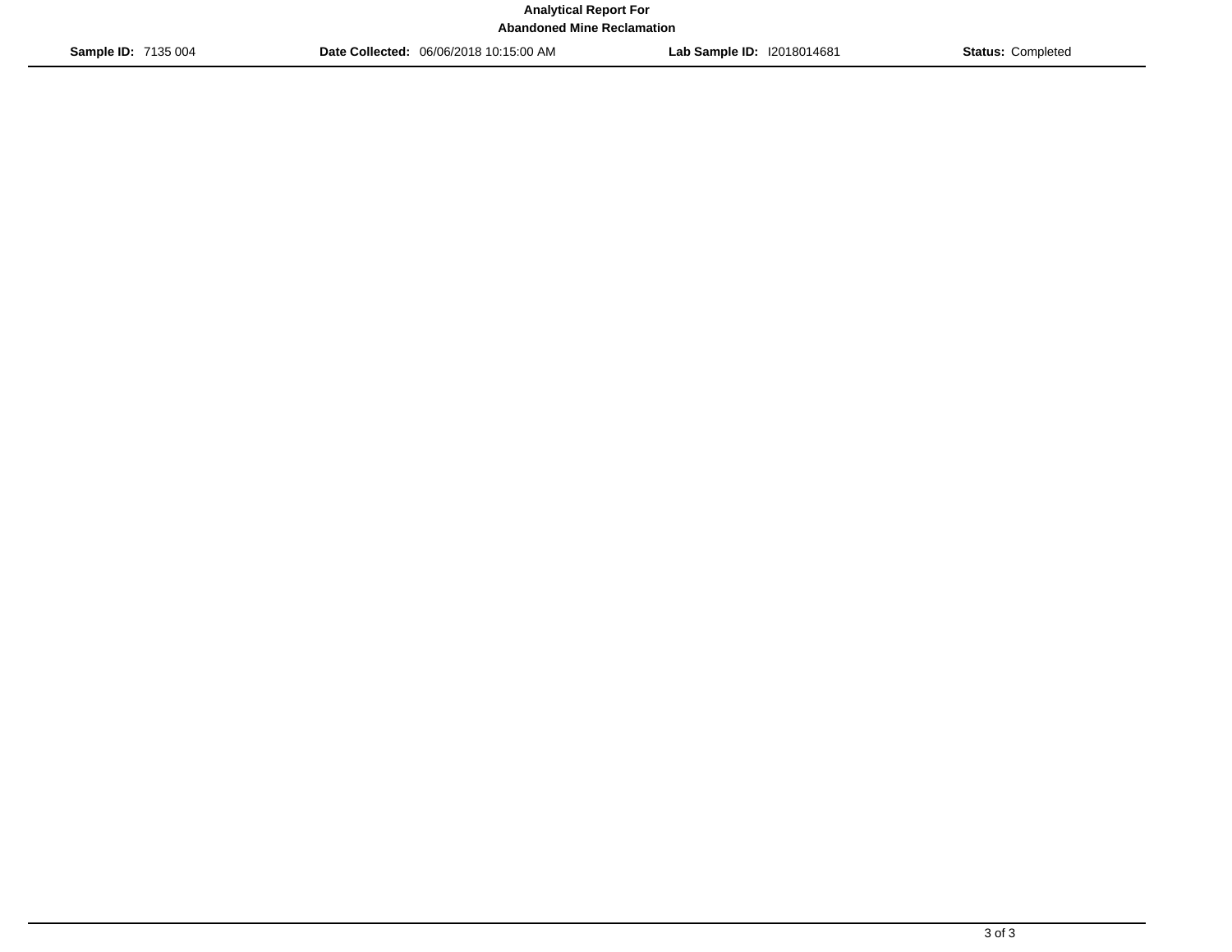**Analytical Report For**
**Abandoned Mine Reclamation**

**Sample ID:** 7135 004 **Date Collected:** 06/06/2018 10:15:00 AM **Lab Sample ID:** I2018014681 **Status:** Completed